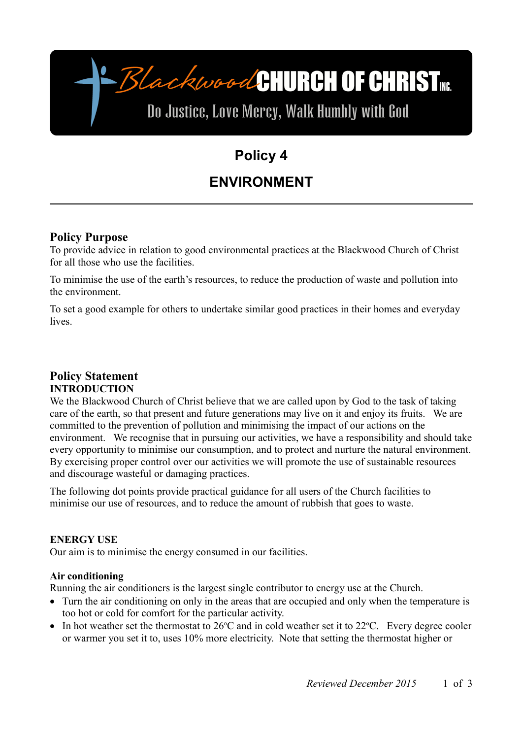Blackwood CHURCH OF CHRIST INC.

Do Justice, Love Mercy, Walk Humbly with God

# Policy 4

# ENVIRONMENT

---

## Policy Purpose

To provide advice in relation to good environmental practices at the Blackwood Church of Christ for all those who use the facilities.

To minimise the use of the earth's resources, to reduce the production of waste and pollution into the environment.

To set a good example for others to undertake similar good practices in their homes and everyday lives.

## Policy Statement

### INTRODUCTION

We the Blackwood Church of Christ believe that we are called upon by God to the task of taking care of the earth, so that present and future generations may live on it and enjoy its fruits. We are committed to the prevention of pollution and minimising the impact of our actions on the environment. We recognise that in pursuing our activities, we have a responsibility and should take every opportunity to minimise our consumption, and to protect and nurture the natural environment. By exercising proper control over our activities we will promote the use of sustainable resources and discourage wasteful or damaging practices.

The following dot points provide practical guidance for all users of the Church facilities to minimise our use of resources, and to reduce the amount of rubbish that goes to waste.

### ENERGY USE

Our aim is to minimise the energy consumed in our facilities.

#### Air conditioning

Running the air conditioners is the largest single contributor to energy use at the Church.

- Turn the air conditioning on only in the areas that are occupied and only when the temperature is too hot or cold for comfort for the particular activity.
- In hot weather set the thermostat to 26ºC and in cold weather set it to 22ºC. Every degree cooler or warmer you set it to, uses 10% more electricity. Note that setting the thermostat higher or

*Reviewed December 2015*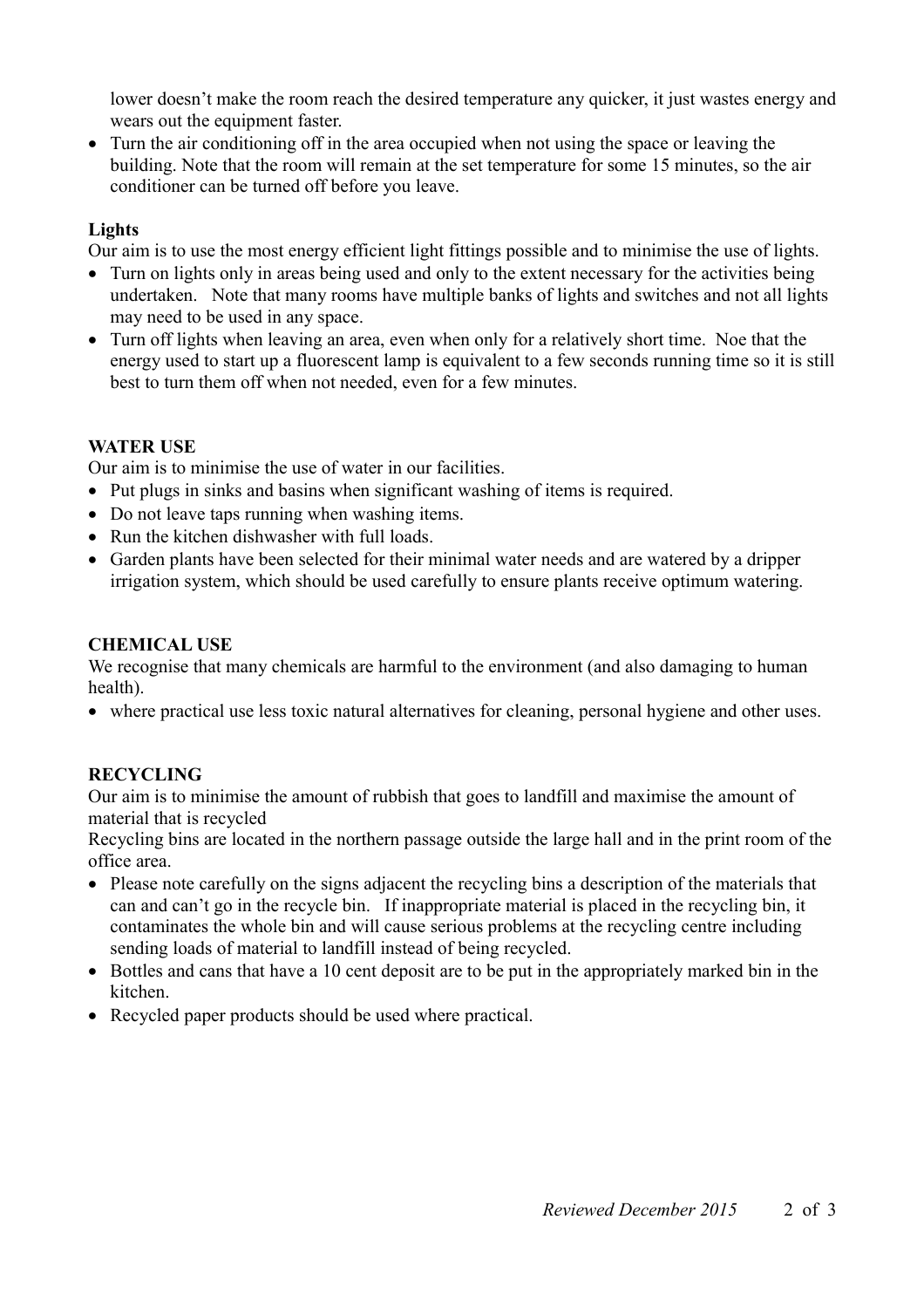lower doesn't make the room reach the desired temperature any quicker, it just wastes energy and wears out the equipment faster.

- Turn the air conditioning off in the area occupied when not using the space or leaving the building. Note that the room will remain at the set temperature for some 15 minutes, so the air conditioner can be turned off before you leave.

### Lights

Our aim is to use the most energy efficient light fittings possible and to minimise the use of lights.

- Turn on lights only in areas being used and only to the extent necessary for the activities being undertaken. Note that many rooms have multiple banks of lights and switches and not all lights may need to be used in any space.
- Turn off lights when leaving an area, even when only for a relatively short time. Noe that the energy used to start up a fluorescent lamp is equivalent to a few seconds running time so it is still best to turn them off when not needed, even for a few minutes.

## WATER USE

Our aim is to minimise the use of water in our facilities.

- Put plugs in sinks and basins when significant washing of items is required.
- Do not leave taps running when washing items.
- Run the kitchen dishwasher with full loads.
- Garden plants have been selected for their minimal water needs and are watered by a dripper irrigation system, which should be used carefully to ensure plants receive optimum watering.

## CHEMICAL USE

We recognise that many chemicals are harmful to the environment (and also damaging to human health).

- where practical use less toxic natural alternatives for cleaning, personal hygiene and other uses.

## RECYCLING

Our aim is to minimise the amount of rubbish that goes to landfill and maximise the amount of material that is recycled

Recycling bins are located in the northern passage outside the large hall and in the print room of the office area.

- Please note carefully on the signs adjacent the recycling bins a description of the materials that can and can't go in the recycle bin. If inappropriate material is placed in the recycling bin, it contaminates the whole bin and will cause serious problems at the recycling centre including sending loads of material to landfill instead of being recycled.
- Bottles and cans that have a 10 cent deposit are to be put in the appropriately marked bin in the kitchen.
- Recycled paper products should be used where practical.

*Reviewed December 2015*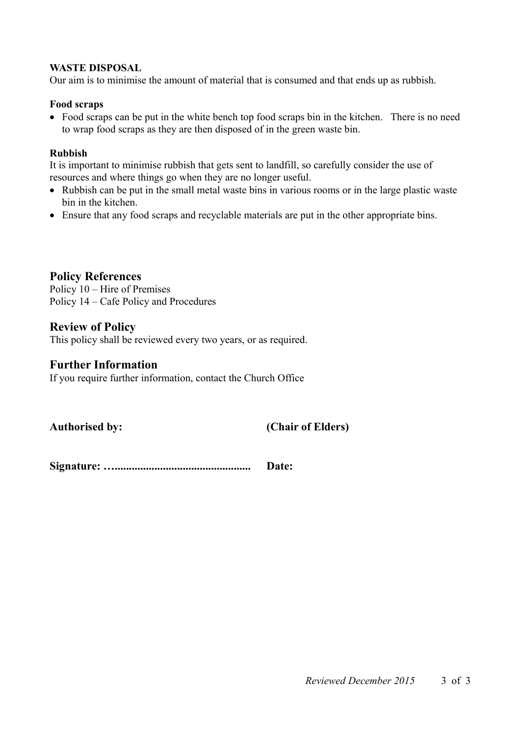**WASTE DISPOSAL**

Our aim is to minimise the amount of material that is consumed and that ends up as rubbish.

**Food scraps**

- Food scraps can be put in the white bench top food scraps bin in the kitchen. There is no need to wrap food scraps as they are then disposed of in the green waste bin.

**Rubbish**

It is important to minimise rubbish that gets sent to landfill, so carefully consider the use of resources and where things go when they are no longer useful.

- Rubbish can be put in the small metal waste bins in various rooms or in the large plastic waste bin in the kitchen.
- Ensure that any food scraps and recyclable materials are put in the other appropriate bins.

## Policy References

Policy 10 – Hire of Premises
Policy 14 – Cafe Policy and Procedures

## Review of Policy

This policy shall be reviewed every two years, or as required.

## Further Information

If you require further information, contact the Church Office

**Authorised by:** **(Chair of Elders)**

**Signature: …..............................................** **Date:**

*Reviewed December 2015*